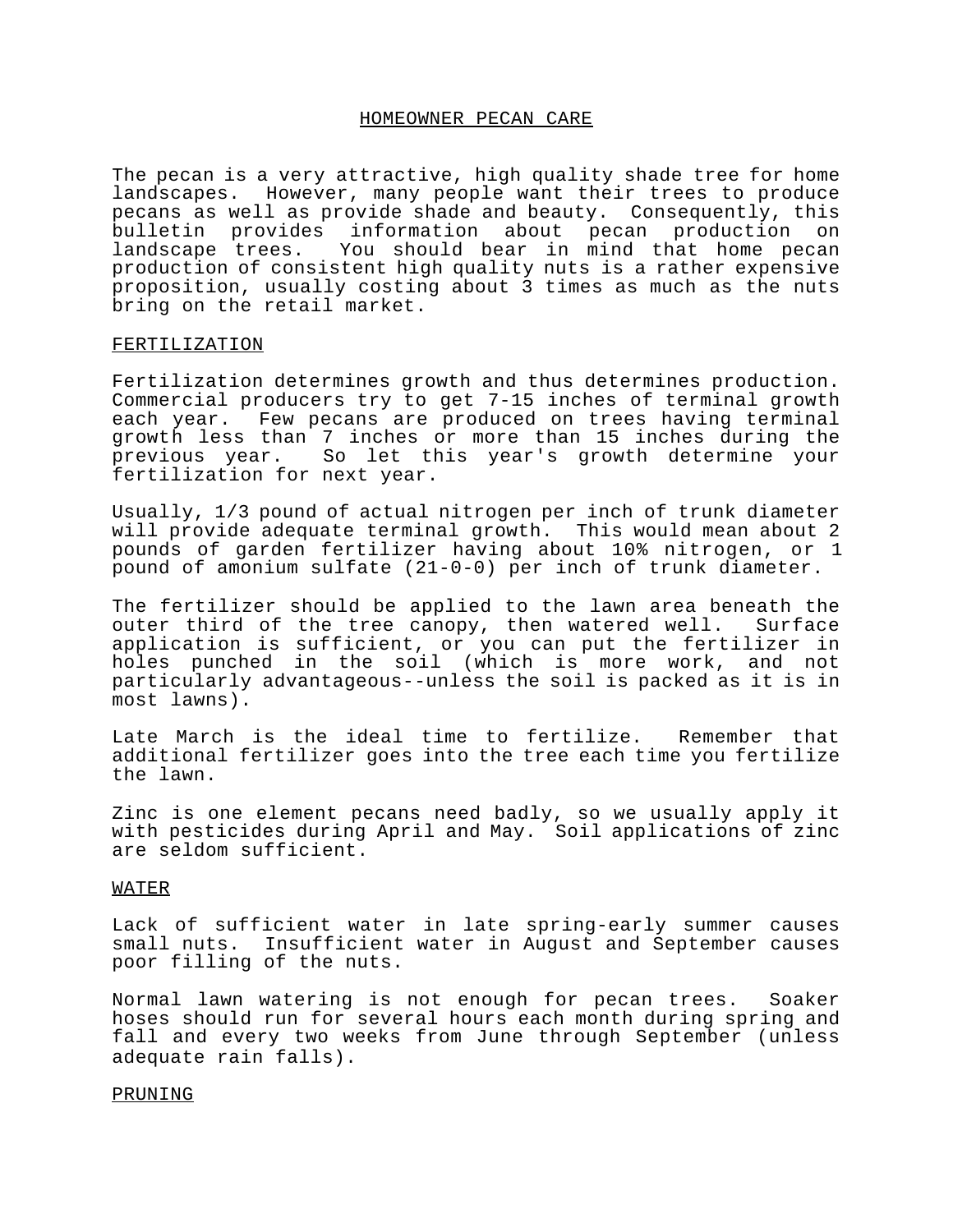# HOMEOWNER PECAN CARE

The pecan is a very attractive, high quality shade tree for home landscapes. However, many people want their trees to produce pecans as well as provide shade and beauty. Consequently, this bulletin provides information about pecan production on landscape trees. You should bear in mind that home pecan production of consistent high quality nuts is a rather expensive proposition, usually costing about 3 times as much as the nuts bring on the retail market.

## FERTILIZATION

Fertilization determines growth and thus determines production. Commercial producers try to get 7-15 inches of terminal growth each year. Few pecans are produced on trees having terminal growth less than 7 inches or more than 15 inches during the previous year. So let this year's growth determine your fertilization for next year.

Usually, 1/3 pound of actual nitrogen per inch of trunk diameter will provide adequate terminal growth. This would mean about 2 pounds of garden fertilizer having about 10% nitrogen, or 1 pound of amonium sulfate (21-0-0) per inch of trunk diameter.

The fertilizer should be applied to the lawn area beneath the outer third of the tree canopy, then watered well. Surface application is sufficient, or you can put the fertilizer in holes punched in the soil (which is more work, and not particularly advantageous--unless the soil is packed as it is in most lawns).

Late March is the ideal time to fertilize. Remember that additional fertilizer goes into the tree each time you fertilize the lawn.

Zinc is one element pecans need badly, so we usually apply it with pesticides during April and May. Soil applications of zinc are seldom sufficient.

## WATER

Lack of sufficient water in late spring-early summer causes small nuts. Insufficient water in August and September causes poor filling of the nuts.

Normal lawn watering is not enough for pecan trees. Soaker hoses should run for several hours each month during spring and fall and every two weeks from June through September (unless adequate rain falls).

## PRUNING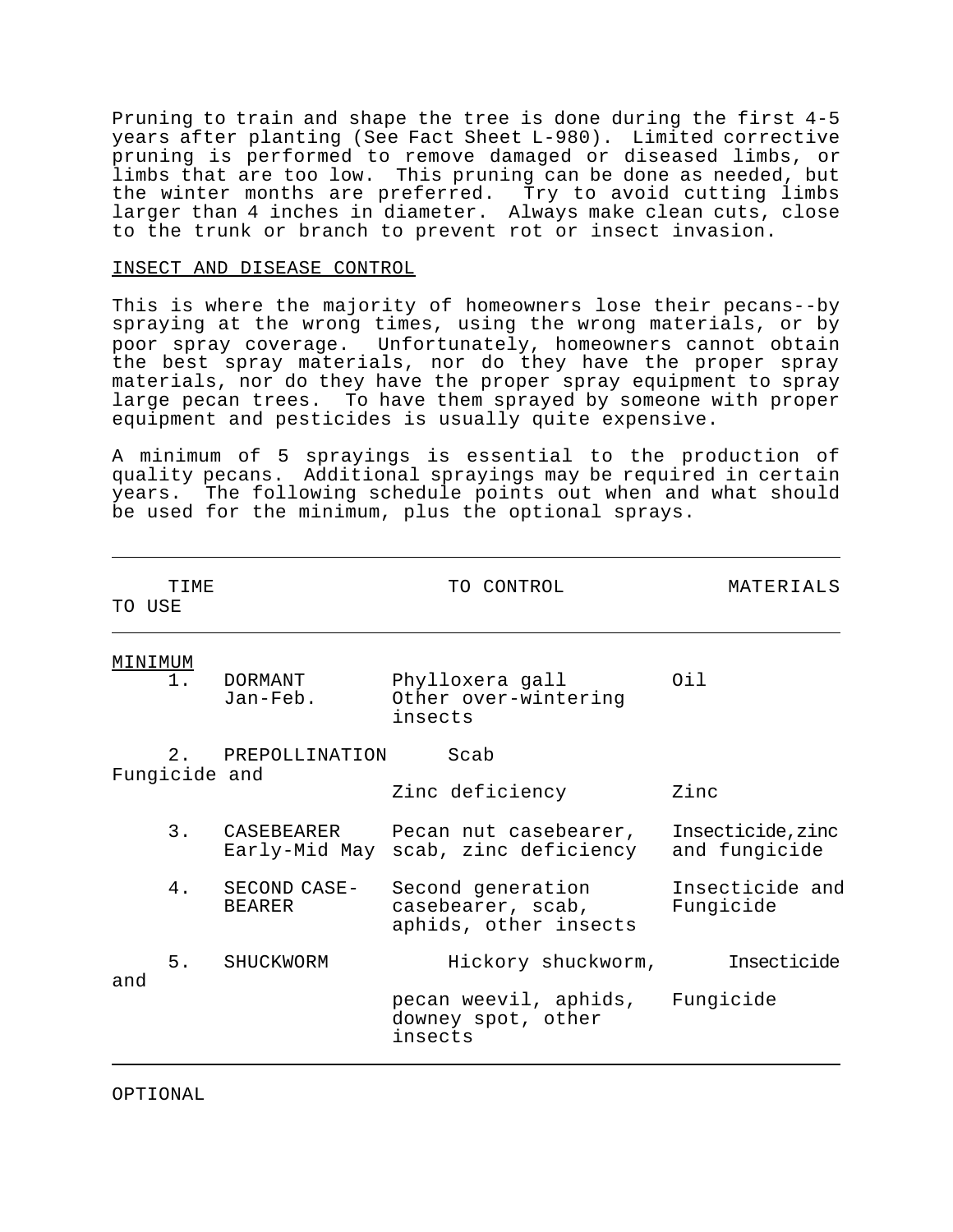Pruning to train and shape the tree is done during the first 4-5 years after planting (See Fact Sheet L-980). Limited corrective pruning is performed to remove damaged or diseased limbs, or limbs that are too low. This pruning can be done as needed, but the winter months are preferred. Try to avoid cutting limbs larger than 4 inches in diameter. Always make clean cuts, close to the trunk or branch to prevent rot or insect invasion.

## INSECT AND DISEASE CONTROL

This is where the majority of homeowners lose their pecans--by spraying at the wrong times, using the wrong materials, or by poor spray coverage. Unfortunately, homeowners cannot obtain the best spray materials, nor do they have the proper spray materials, nor do they have the proper spray equipment to spray large pecan trees. To have them sprayed by someone with proper equipment and pesticides is usually quite expensive.

A minimum of 5 sprayings is essential to the production of quality pecans. Additional sprayings may be required in certain years. The following schedule points out when and what should be used for the minimum, plus the optional sprays.

| TIME TO USE | | TO CONTROL | MATERIALS |
|---|---|---|---|
| MINIMUM | | | |
| 1. | DORMANT Jan-Feb. | Phylloxera gall Other over-wintering insects | Oil |
| 2. | PREPOLLINATION | Scab | Fungicide and |
| | | Zinc deficiency | Zinc |
| 3. | CASEBEARER Early-Mid May | Pecan nut casebearer, scab, zinc deficiency | Insecticide, zinc and fungicide |
| 4. | SECOND CASE-BEARER | Second generation casebearer, scab, aphids, other insects | Insecticide and Fungicide |
| 5. | SHUCKWORM | Hickory shuckworm, pecan weevil, aphids, downey spot, other insects | Insecticide and Fungicide |

OPTIONAL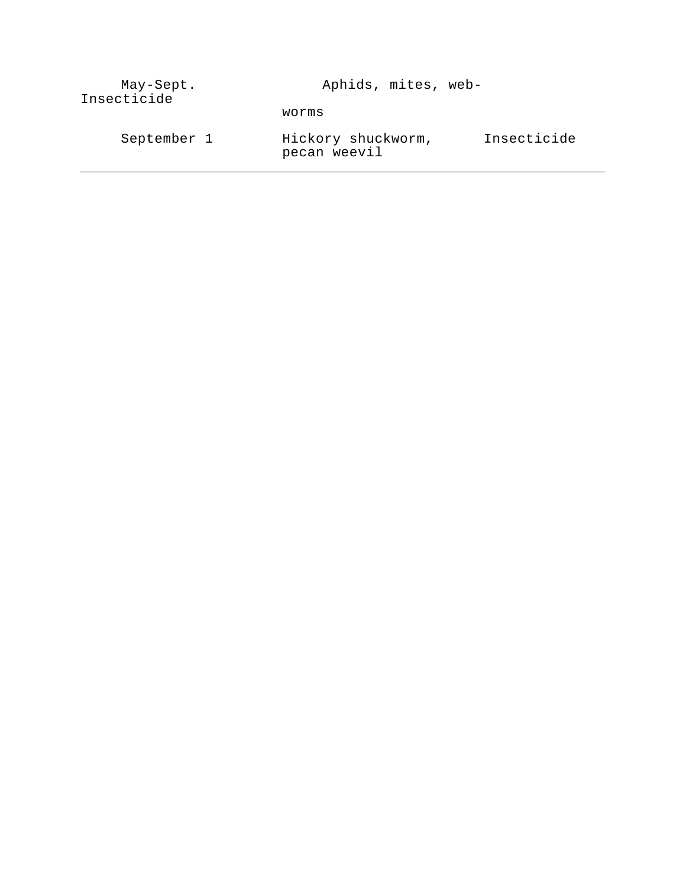| | | |
|---|---|---|
| May-Sept. | Aphids, mites, web-worms | Insecticide |
| September 1 | Hickory shuckworm, pecan weevil | Insecticide |